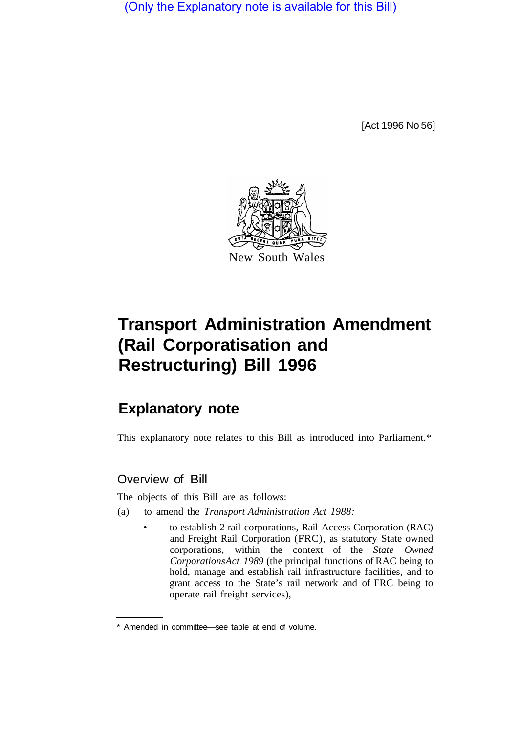(Only the Explanatory note is available for this Bill)

[Act 1996 No 56]

New South Wales

# Transport Administration Amendment (Rail Corporatisation and Restructuring) Bill 1996

## Explanatory note

This explanatory note relates to this Bill as introduced into Parliament.*

### Overview of Bill

The objects of this Bill are as follows:

(a) to amend the *Transport Administration Act 1988:*

- to establish 2 rail corporations, Rail Access Corporation (RAC) and Freight Rail Corporation (FRC), as statutory State owned corporations, within the context of the *State Owned CorporationsAct 1989* (the principal functions of RAC being to hold, manage and establish rail infrastructure facilities, and to grant access to the State's rail network and of FRC being to operate rail freight services),

* Amended in committee—see table at end of volume.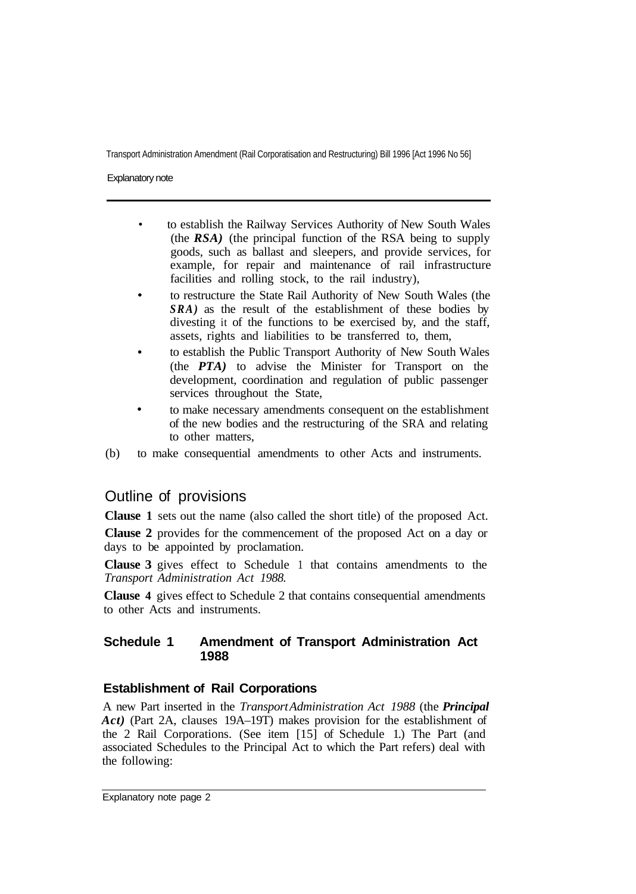- to establish the Railway Services Authority of New South Wales (the ***RSA)*** (the principal function of the RSA being to supply goods, such as ballast and sleepers, and provide services, for example, for repair and maintenance of rail infrastructure facilities and rolling stock, to the rail industry),
- to restructure the State Rail Authority of New South Wales (the ***SRA)*** as the result of the establishment of these bodies by divesting it of the functions to be exercised by, and the staff, assets, rights and liabilities to be transferred to, them,
- to establish the Public Transport Authority of New South Wales (the ***PTA)*** to advise the Minister for Transport on the development, coordination and regulation of public passenger services throughout the State,
- to make necessary amendments consequent on the establishment of the new bodies and the restructuring of the SRA and relating to other matters,

(b) to make consequential amendments to other Acts and instruments.

## Outline of provisions

**Clause 1** sets out the name (also called the short title) of the proposed Act.

**Clause 2** provides for the commencement of the proposed Act on a day or days to be appointed by proclamation.

**Clause 3** gives effect to Schedule 1 that contains amendments to the *Transport Administration Act 1988.*

**Clause 4** gives effect to Schedule 2 that contains consequential amendments to other Acts and instruments.

### Schedule 1 Amendment of Transport Administration Act 1988

#### Establishment of Rail Corporations

A new Part inserted in the *Transport Administration Act 1988* (the ***Principal Act)*** (Part 2A, clauses 19A–19T) makes provision for the establishment of the 2 Rail Corporations. (See item [15] of Schedule 1.) The Part (and associated Schedules to the Principal Act to which the Part refers) deal with the following: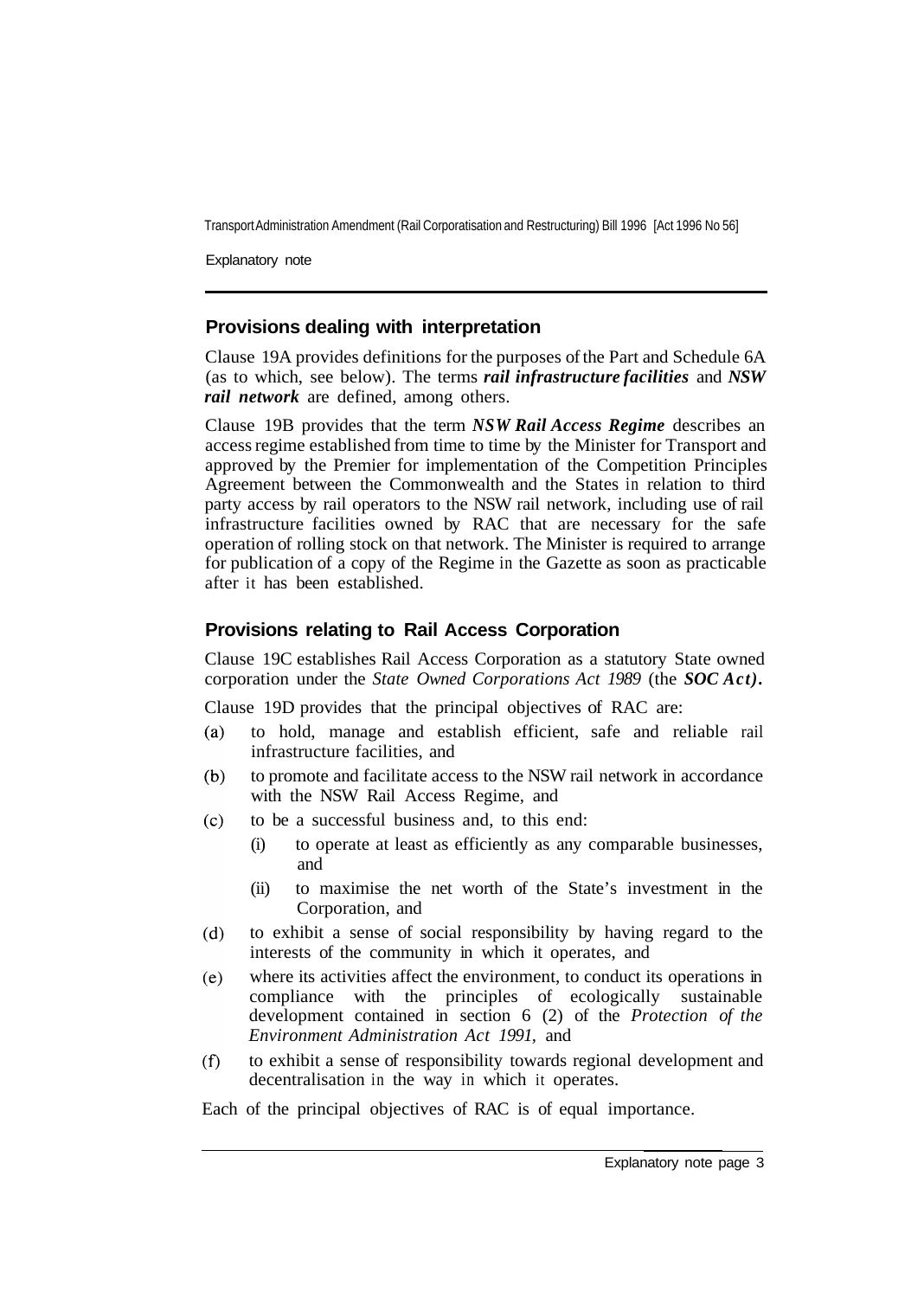## Provisions dealing with interpretation

Clause 19A provides definitions for the purposes of the Part and Schedule 6A (as to which, see below). The terms ***rail infrastructure facilities*** and ***NSW rail network*** are defined, among others.

Clause 19B provides that the term ***NSW Rail Access Regime*** describes an access regime established from time to time by the Minister for Transport and approved by the Premier for implementation of the Competition Principles Agreement between the Commonwealth and the States in relation to third party access by rail operators to the NSW rail network, including use of rail infrastructure facilities owned by RAC that are necessary for the safe operation of rolling stock on that network. The Minister is required to arrange for publication of a copy of the Regime in the Gazette as soon as practicable after it has been established.

## Provisions relating to Rail Access Corporation

Clause 19C establishes Rail Access Corporation as a statutory State owned corporation under the *State Owned Corporations Act 1989* (the ***SOC Act***).

Clause 19D provides that the principal objectives of RAC are:

(a) to hold, manage and establish efficient, safe and reliable rail infrastructure facilities, and

(b) to promote and facilitate access to the NSW rail network in accordance with the NSW Rail Access Regime, and

(c) to be a successful business and, to this end:

 (i) to operate at least as efficiently as any comparable businesses, and

 (ii) to maximise the net worth of the State's investment in the Corporation, and

(d) to exhibit a sense of social responsibility by having regard to the interests of the community in which it operates, and

(e) where its activities affect the environment, to conduct its operations in compliance with the principles of ecologically sustainable development contained in section 6 (2) of the *Protection of the Environment Administration Act 1991,* and

(f) to exhibit a sense of responsibility towards regional development and decentralisation in the way in which it operates.

Each of the principal objectives of RAC is of equal importance.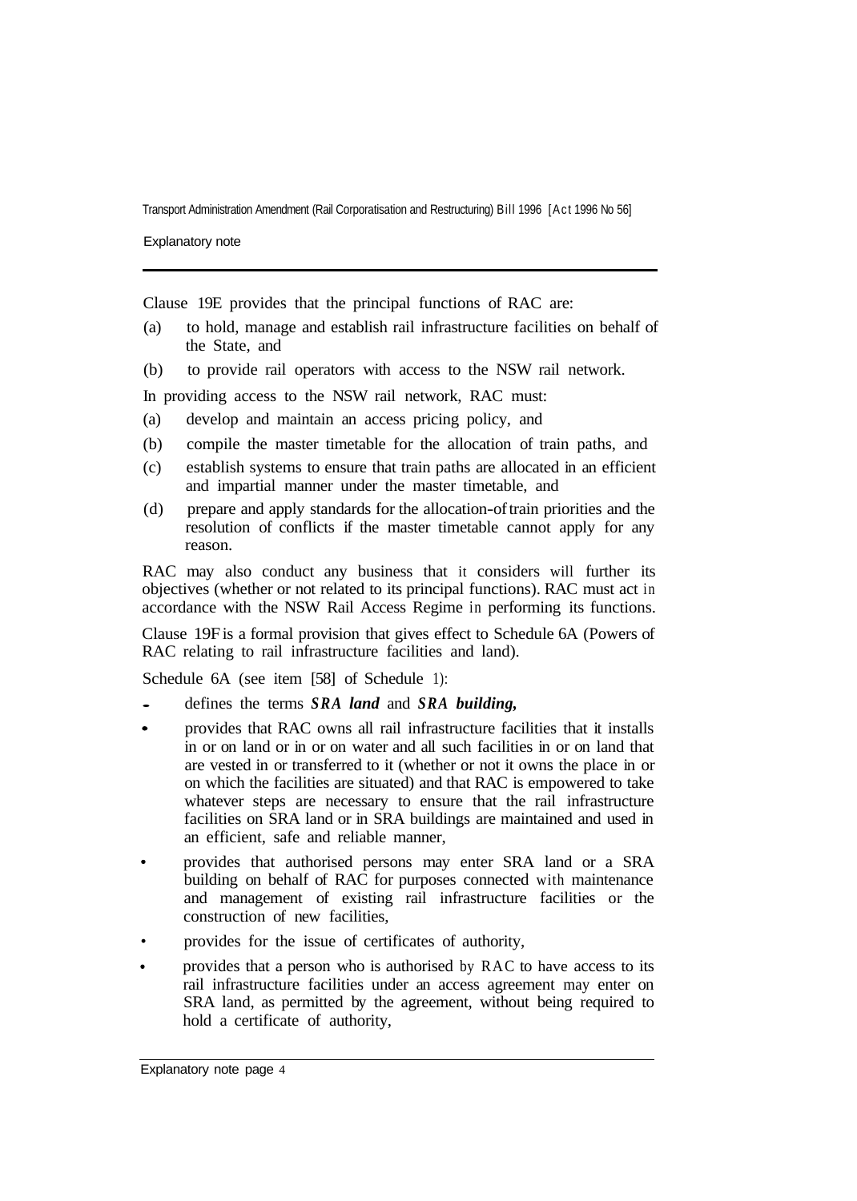Clause 19E provides that the principal functions of RAC are:

(a) to hold, manage and establish rail infrastructure facilities on behalf of the State, and

(b) to provide rail operators with access to the NSW rail network.

In providing access to the NSW rail network, RAC must:

(a) develop and maintain an access pricing policy, and

(b) compile the master timetable for the allocation of train paths, and

(c) establish systems to ensure that train paths are allocated in an efficient and impartial manner under the master timetable, and

(d) prepare and apply standards for the allocation-of train priorities and the resolution of conflicts if the master timetable cannot apply for any reason.

RAC may also conduct any business that it considers will further its objectives (whether or not related to its principal functions). RAC must act in accordance with the NSW Rail Access Regime in performing its functions.

Clause 19F is a formal provision that gives effect to Schedule 6A (Powers of RAC relating to rail infrastructure facilities and land).

Schedule 6A (see item [58] of Schedule 1):

- defines the terms ***SRA land*** and ***SRA building***,
- provides that RAC owns all rail infrastructure facilities that it installs in or on land or in or on water and all such facilities in or on land that are vested in or transferred to it (whether or not it owns the place in or on which the facilities are situated) and that RAC is empowered to take whatever steps are necessary to ensure that the rail infrastructure facilities on SRA land or in SRA buildings are maintained and used in an efficient, safe and reliable manner,
- provides that authorised persons may enter SRA land or a SRA building on behalf of RAC for purposes connected with maintenance and management of existing rail infrastructure facilities or the construction of new facilities,
- provides for the issue of certificates of authority,
- provides that a person who is authorised by RAC to have access to its rail infrastructure facilities under an access agreement may enter on SRA land, as permitted by the agreement, without being required to hold a certificate of authority,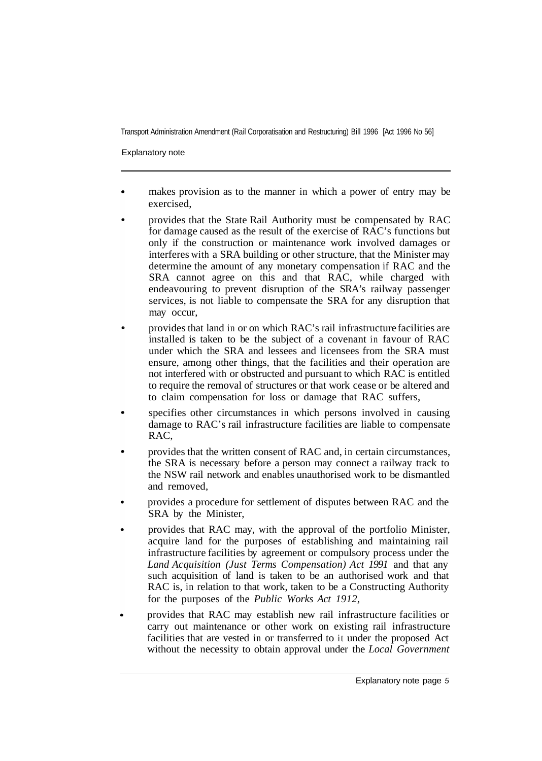- makes provision as to the manner in which a power of entry may be exercised,
- provides that the State Rail Authority must be compensated by RAC for damage caused as the result of the exercise of RAC's functions but only if the construction or maintenance work involved damages or interferes with a SRA building or other structure, that the Minister may determine the amount of any monetary compensation if RAC and the SRA cannot agree on this and that RAC, while charged with endeavouring to prevent disruption of the SRA's railway passenger services, is not liable to compensate the SRA for any disruption that may occur,
- provides that land in or on which RAC's rail infrastructure facilities are installed is taken to be the subject of a covenant in favour of RAC under which the SRA and lessees and licensees from the SRA must ensure, among other things, that the facilities and their operation are not interfered with or obstructed and pursuant to which RAC is entitled to require the removal of structures or that work cease or be altered and to claim compensation for loss or damage that RAC suffers,
- specifies other circumstances in which persons involved in causing damage to RAC's rail infrastructure facilities are liable to compensate RAC,
- provides that the written consent of RAC and, in certain circumstances, the SRA is necessary before a person may connect a railway track to the NSW rail network and enables unauthorised work to be dismantled and removed,
- provides a procedure for settlement of disputes between RAC and the SRA by the Minister,
- provides that RAC may, with the approval of the portfolio Minister, acquire land for the purposes of establishing and maintaining rail infrastructure facilities by agreement or compulsory process under the *Land Acquisition (Just Terms Compensation) Act 1991* and that any such acquisition of land is taken to be an authorised work and that RAC is, in relation to that work, taken to be a Constructing Authority for the purposes of the *Public Works Act 1912*,
- provides that RAC may establish new rail infrastructure facilities or carry out maintenance or other work on existing rail infrastructure facilities that are vested in or transferred to it under the proposed Act without the necessity to obtain approval under the *Local Government*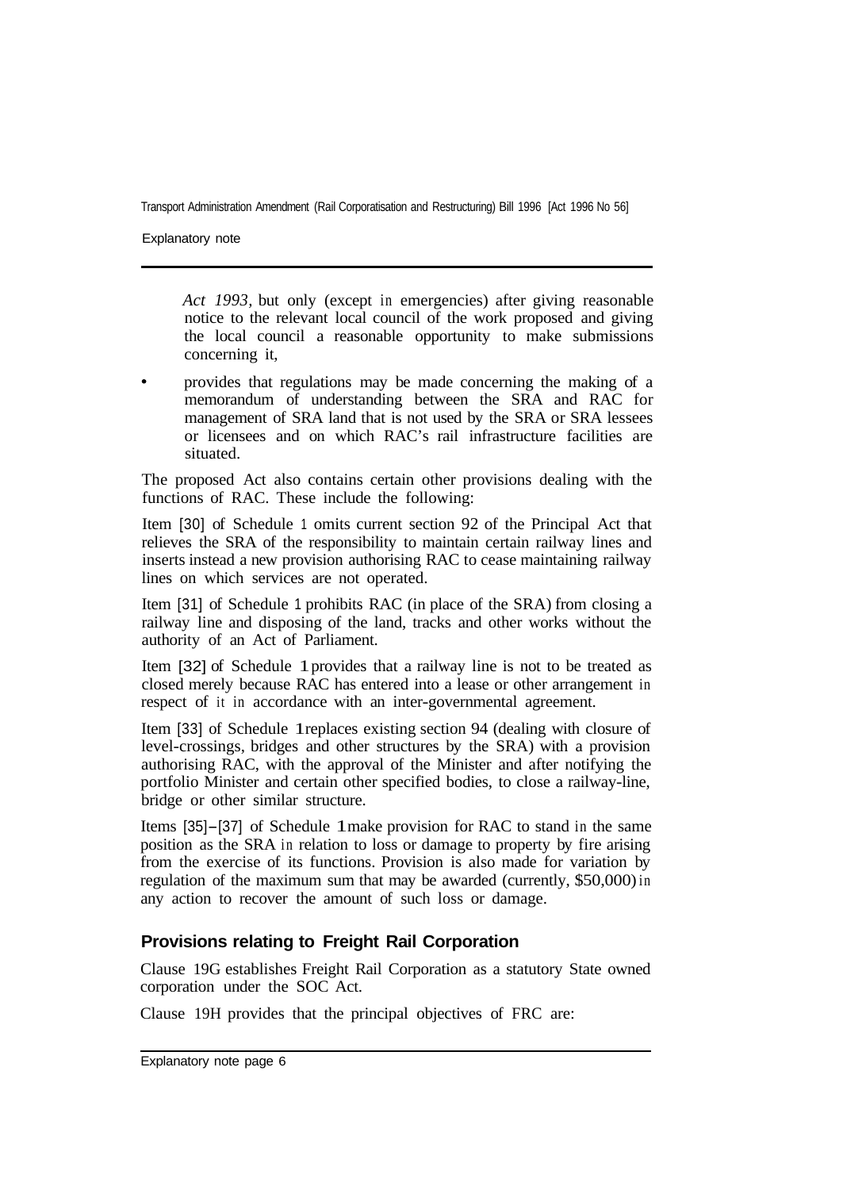*Act 1993*, but only (except in emergencies) after giving reasonable notice to the relevant local council of the work proposed and giving the local council a reasonable opportunity to make submissions concerning it,

- provides that regulations may be made concerning the making of a memorandum of understanding between the SRA and RAC for management of SRA land that is not used by the SRA or SRA lessees or licensees and on which RAC's rail infrastructure facilities are situated.

The proposed Act also contains certain other provisions dealing with the functions of RAC. These include the following:

Item [30] of Schedule 1 omits current section 92 of the Principal Act that relieves the SRA of the responsibility to maintain certain railway lines and inserts instead a new provision authorising RAC to cease maintaining railway lines on which services are not operated.

Item [31] of Schedule 1 prohibits RAC (in place of the SRA) from closing a railway line and disposing of the land, tracks and other works without the authority of an Act of Parliament.

Item [32] of Schedule 1 provides that a railway line is not to be treated as closed merely because RAC has entered into a lease or other arrangement in respect of it in accordance with an inter-governmental agreement.

Item [33] of Schedule 1 replaces existing section 94 (dealing with closure of level-crossings, bridges and other structures by the SRA) with a provision authorising RAC, with the approval of the Minister and after notifying the portfolio Minister and certain other specified bodies, to close a railway-line, bridge or other similar structure.

Items [35]–[37] of Schedule 1 make provision for RAC to stand in the same position as the SRA in relation to loss or damage to property by fire arising from the exercise of its functions. Provision is also made for variation by regulation of the maximum sum that may be awarded (currently, $50,000) in any action to recover the amount of such loss or damage.

### Provisions relating to Freight Rail Corporation

Clause 19G establishes Freight Rail Corporation as a statutory State owned corporation under the SOC Act.

Clause 19H provides that the principal objectives of FRC are: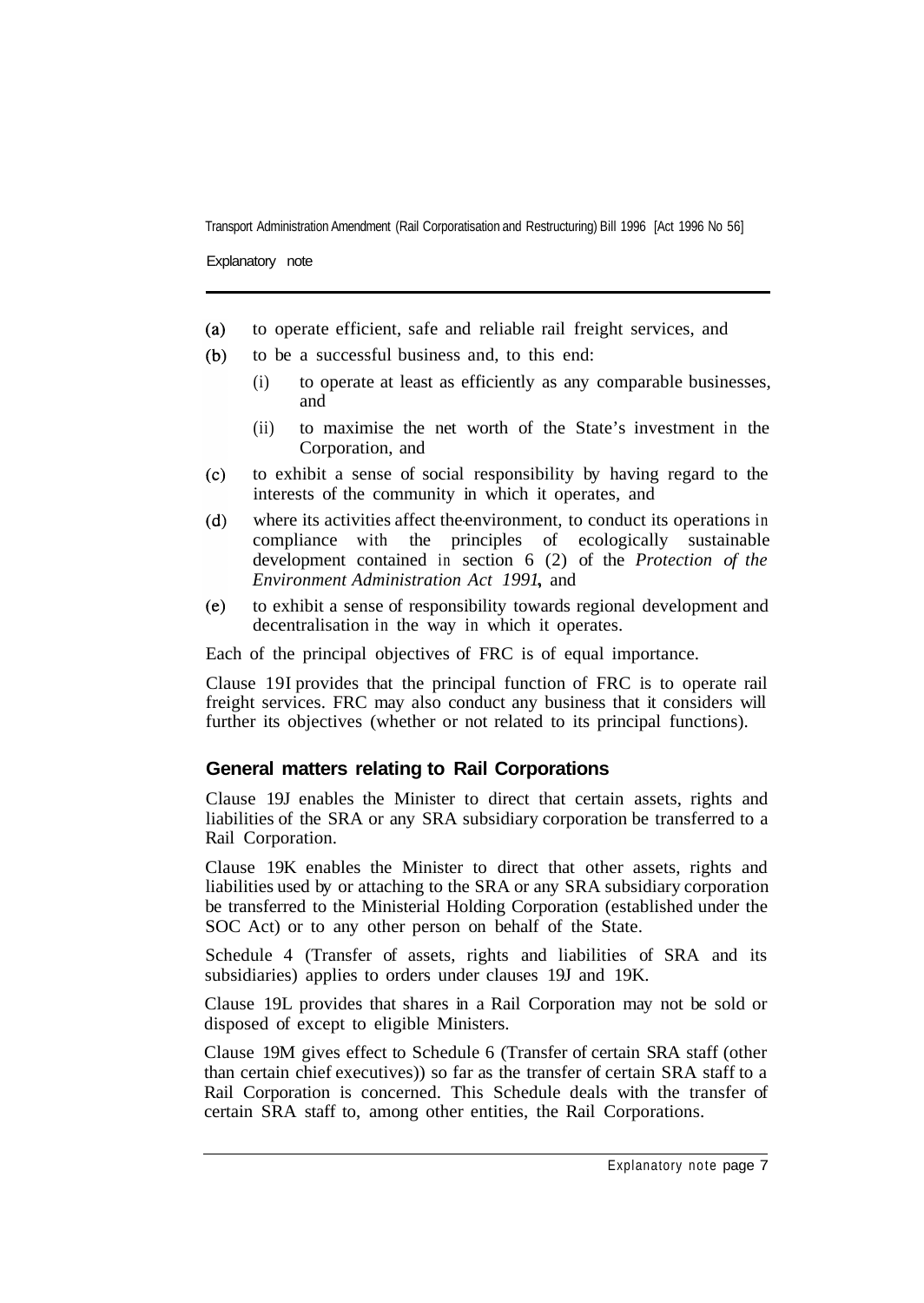(a) to operate efficient, safe and reliable rail freight services, and

(b) to be a successful business and, to this end:

  (i) to operate at least as efficiently as any comparable businesses, and

  (ii) to maximise the net worth of the State's investment in the Corporation, and

(c) to exhibit a sense of social responsibility by having regard to the interests of the community in which it operates, and

(d) where its activities affect the environment, to conduct its operations in compliance with the principles of ecologically sustainable development contained in section 6 (2) of the *Protection of the Environment Administration Act 1991*, and

(e) to exhibit a sense of responsibility towards regional development and decentralisation in the way in which it operates.

Each of the principal objectives of FRC is of equal importance.

Clause 19I provides that the principal function of FRC is to operate rail freight services. FRC may also conduct any business that it considers will further its objectives (whether or not related to its principal functions).

## General matters relating to Rail Corporations

Clause 19J enables the Minister to direct that certain assets, rights and liabilities of the SRA or any SRA subsidiary corporation be transferred to a Rail Corporation.

Clause 19K enables the Minister to direct that other assets, rights and liabilities used by or attaching to the SRA or any SRA subsidiary corporation be transferred to the Ministerial Holding Corporation (established under the SOC Act) or to any other person on behalf of the State.

Schedule 4 (Transfer of assets, rights and liabilities of SRA and its subsidiaries) applies to orders under clauses 19J and 19K.

Clause 19L provides that shares in a Rail Corporation may not be sold or disposed of except to eligible Ministers.

Clause 19M gives effect to Schedule 6 (Transfer of certain SRA staff (other than certain chief executives)) so far as the transfer of certain SRA staff to a Rail Corporation is concerned. This Schedule deals with the transfer of certain SRA staff to, among other entities, the Rail Corporations.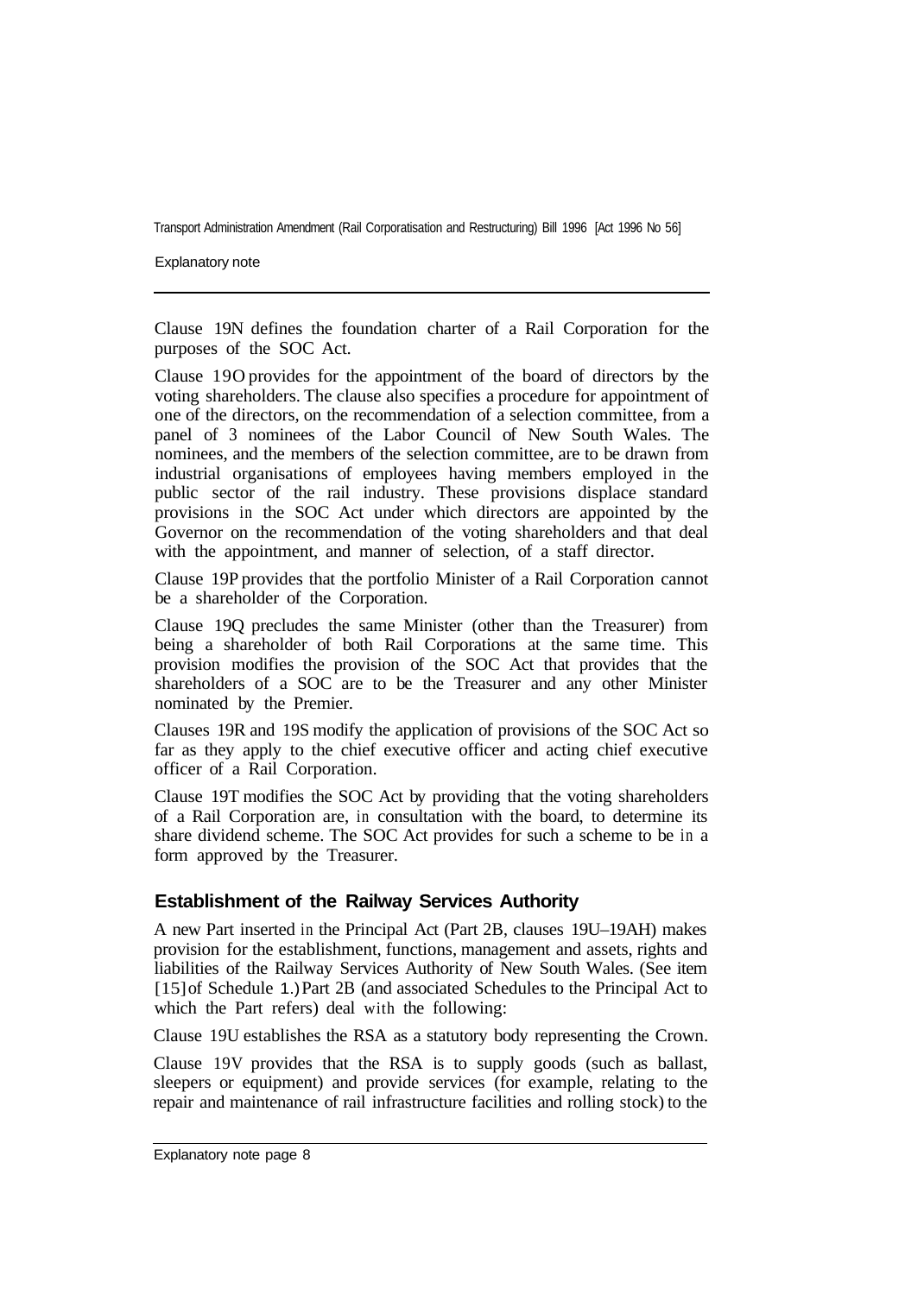Clause 19N defines the foundation charter of a Rail Corporation for the purposes of the SOC Act.

Clause 19O provides for the appointment of the board of directors by the voting shareholders. The clause also specifies a procedure for appointment of one of the directors, on the recommendation of a selection committee, from a panel of 3 nominees of the Labor Council of New South Wales. The nominees, and the members of the selection committee, are to be drawn from industrial organisations of employees having members employed in the public sector of the rail industry. These provisions displace standard provisions in the SOC Act under which directors are appointed by the Governor on the recommendation of the voting shareholders and that deal with the appointment, and manner of selection, of a staff director.

Clause 19P provides that the portfolio Minister of a Rail Corporation cannot be a shareholder of the Corporation.

Clause 19Q precludes the same Minister (other than the Treasurer) from being a shareholder of both Rail Corporations at the same time. This provision modifies the provision of the SOC Act that provides that the shareholders of a SOC are to be the Treasurer and any other Minister nominated by the Premier.

Clauses 19R and 19S modify the application of provisions of the SOC Act so far as they apply to the chief executive officer and acting chief executive officer of a Rail Corporation.

Clause 19T modifies the SOC Act by providing that the voting shareholders of a Rail Corporation are, in consultation with the board, to determine its share dividend scheme. The SOC Act provides for such a scheme to be in a form approved by the Treasurer.

## Establishment of the Railway Services Authority

A new Part inserted in the Principal Act (Part 2B, clauses 19U–19AH) makes provision for the establishment, functions, management and assets, rights and liabilities of the Railway Services Authority of New South Wales. (See item [15] of Schedule 1.) Part 2B (and associated Schedules to the Principal Act to which the Part refers) deal with the following:

Clause 19U establishes the RSA as a statutory body representing the Crown.

Clause 19V provides that the RSA is to supply goods (such as ballast, sleepers or equipment) and provide services (for example, relating to the repair and maintenance of rail infrastructure facilities and rolling stock) to the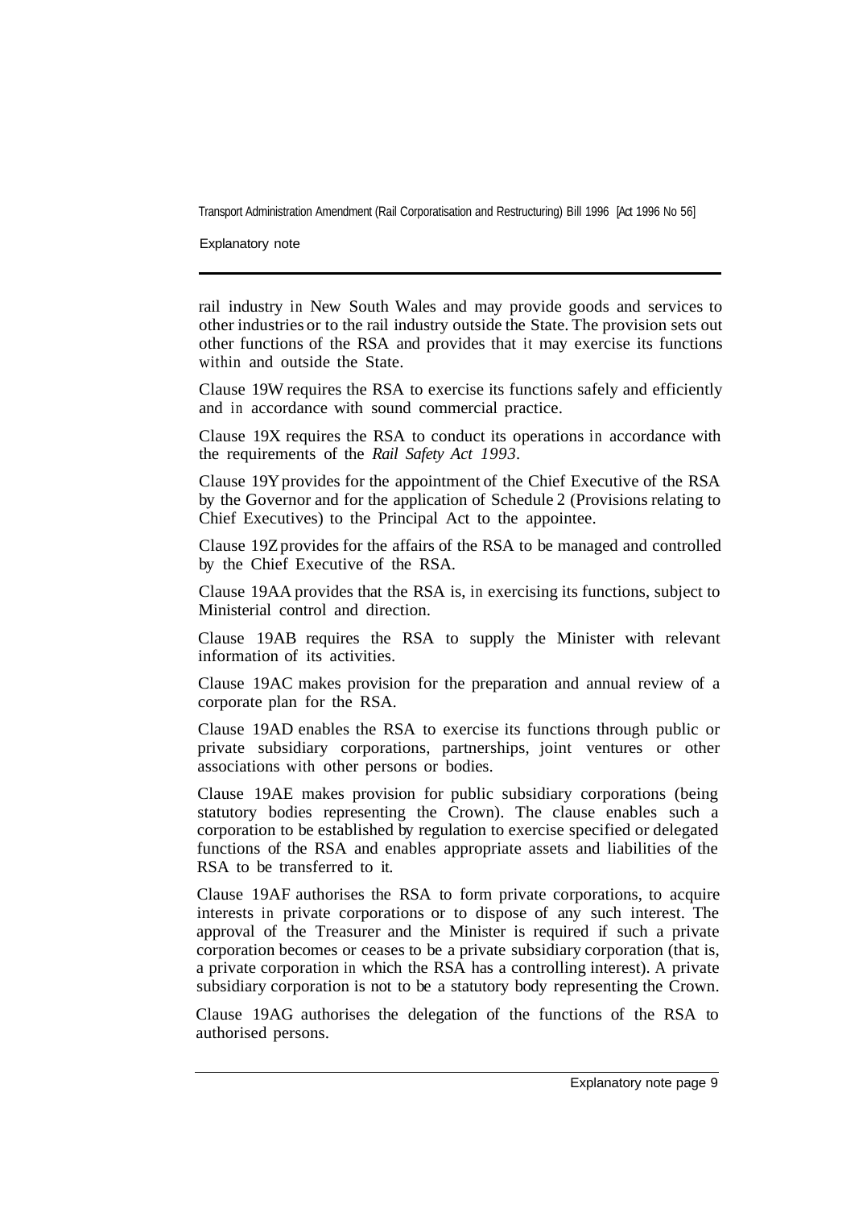rail industry in New South Wales and may provide goods and services to other industries or to the rail industry outside the State. The provision sets out other functions of the RSA and provides that it may exercise its functions within and outside the State.

Clause 19W requires the RSA to exercise its functions safely and efficiently and in accordance with sound commercial practice.

Clause 19X requires the RSA to conduct its operations in accordance with the requirements of the *Rail Safety Act 1993*.

Clause 19Y provides for the appointment of the Chief Executive of the RSA by the Governor and for the application of Schedule 2 (Provisions relating to Chief Executives) to the Principal Act to the appointee.

Clause 19Z provides for the affairs of the RSA to be managed and controlled by the Chief Executive of the RSA.

Clause 19AA provides that the RSA is, in exercising its functions, subject to Ministerial control and direction.

Clause 19AB requires the RSA to supply the Minister with relevant information of its activities.

Clause 19AC makes provision for the preparation and annual review of a corporate plan for the RSA.

Clause 19AD enables the RSA to exercise its functions through public or private subsidiary corporations, partnerships, joint ventures or other associations with other persons or bodies.

Clause 19AE makes provision for public subsidiary corporations (being statutory bodies representing the Crown). The clause enables such a corporation to be established by regulation to exercise specified or delegated functions of the RSA and enables appropriate assets and liabilities of the RSA to be transferred to it.

Clause 19AF authorises the RSA to form private corporations, to acquire interests in private corporations or to dispose of any such interest. The approval of the Treasurer and the Minister is required if such a private corporation becomes or ceases to be a private subsidiary corporation (that is, a private corporation in which the RSA has a controlling interest). A private subsidiary corporation is not to be a statutory body representing the Crown.

Clause 19AG authorises the delegation of the functions of the RSA to authorised persons.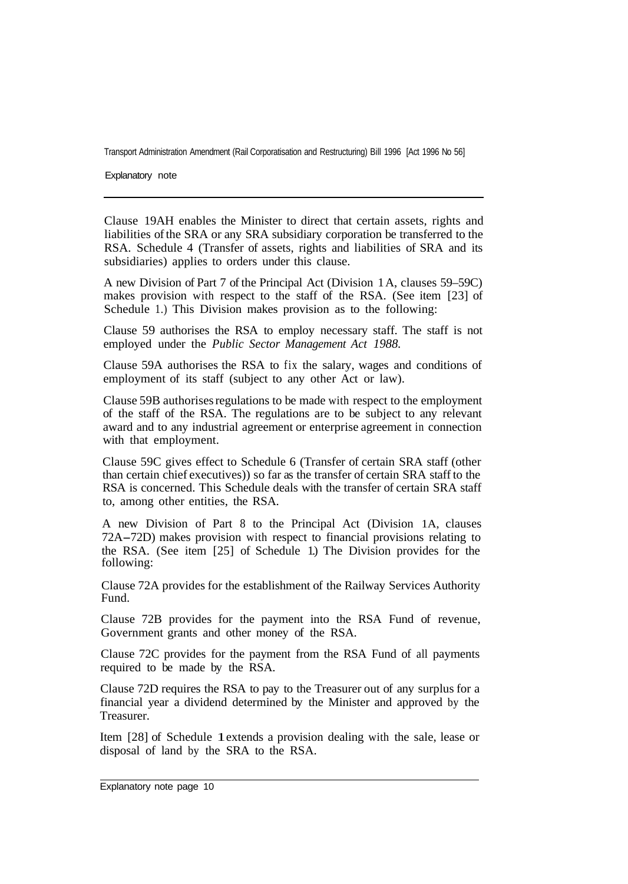Clause 19AH enables the Minister to direct that certain assets, rights and liabilities of the SRA or any SRA subsidiary corporation be transferred to the RSA. Schedule 4 (Transfer of assets, rights and liabilities of SRA and its subsidiaries) applies to orders under this clause.

A new Division of Part 7 of the Principal Act (Division 1A, clauses 59–59C) makes provision with respect to the staff of the RSA. (See item [23] of Schedule 1.) This Division makes provision as to the following:

Clause 59 authorises the RSA to employ necessary staff. The staff is not employed under the *Public Sector Management Act 1988.*

Clause 59A authorises the RSA to fix the salary, wages and conditions of employment of its staff (subject to any other Act or law).

Clause 59B authorises regulations to be made with respect to the employment of the staff of the RSA. The regulations are to be subject to any relevant award and to any industrial agreement or enterprise agreement in connection with that employment.

Clause 59C gives effect to Schedule 6 (Transfer of certain SRA staff (other than certain chief executives)) so far as the transfer of certain SRA staff to the RSA is concerned. This Schedule deals with the transfer of certain SRA staff to, among other entities, the RSA.

A new Division of Part 8 to the Principal Act (Division 1A, clauses 72A–72D) makes provision with respect to financial provisions relating to the RSA. (See item [25] of Schedule 1.) The Division provides for the following:

Clause 72A provides for the establishment of the Railway Services Authority Fund.

Clause 72B provides for the payment into the RSA Fund of revenue, Government grants and other money of the RSA.

Clause 72C provides for the payment from the RSA Fund of all payments required to be made by the RSA.

Clause 72D requires the RSA to pay to the Treasurer out of any surplus for a financial year a dividend determined by the Minister and approved by the Treasurer.

Item [28] of Schedule 1 extends a provision dealing with the sale, lease or disposal of land by the SRA to the RSA.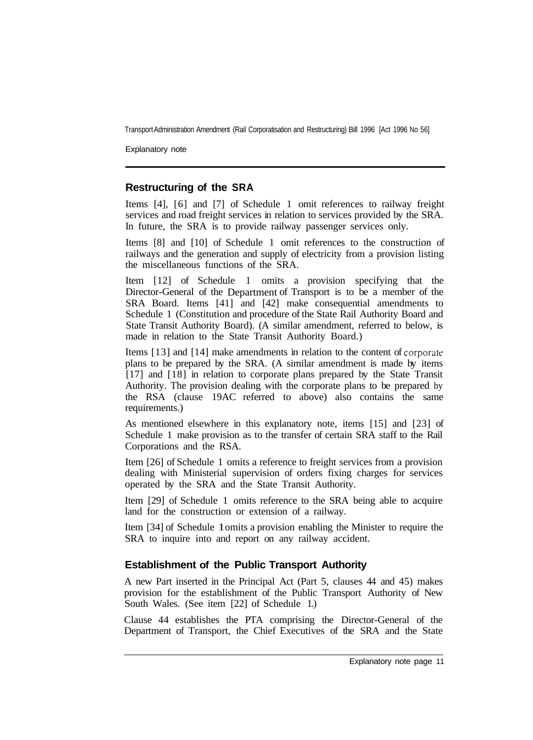## Restructuring of the SRA

Items [4], [6] and [7] of Schedule 1 omit references to railway freight services and road freight services in relation to services provided by the SRA. In future, the SRA is to provide railway passenger services only.

Items [8] and [10] of Schedule 1 omit references to the construction of railways and the generation and supply of electricity from a provision listing the miscellaneous functions of the SRA.

Item [12] of Schedule 1 omits a provision specifying that the Director-General of the Department of Transport is to be a member of the SRA Board. Items [41] and [42] make consequential amendments to Schedule 1 (Constitution and procedure of the State Rail Authority Board and State Transit Authority Board). (A similar amendment, referred to below, is made in relation to the State Transit Authority Board.)

Items [13] and [14] make amendments in relation to the content of corporate plans to be prepared by the SRA. (A similar amendment is made by items [17] and [18] in relation to corporate plans prepared by the State Transit Authority. The provision dealing with the corporate plans to be prepared by the RSA (clause 19AC referred to above) also contains the same requirements.)

As mentioned elsewhere in this explanatory note, items [15] and [23] of Schedule 1 make provision as to the transfer of certain SRA staff to the Rail Corporations and the RSA.

Item [26] of Schedule 1 omits a reference to freight services from a provision dealing with Ministerial supervision of orders fixing charges for services operated by the SRA and the State Transit Authority.

Item [29] of Schedule 1 omits reference to the SRA being able to acquire land for the construction or extension of a railway.

Item [34] of Schedule 1 omits a provision enabling the Minister to require the SRA to inquire into and report on any railway accident.

## Establishment of the Public Transport Authority

A new Part inserted in the Principal Act (Part 5, clauses 44 and 45) makes provision for the establishment of the Public Transport Authority of New South Wales. (See item [22] of Schedule 1.)

Clause 44 establishes the PTA comprising the Director-General of the Department of Transport, the Chief Executives of the SRA and the State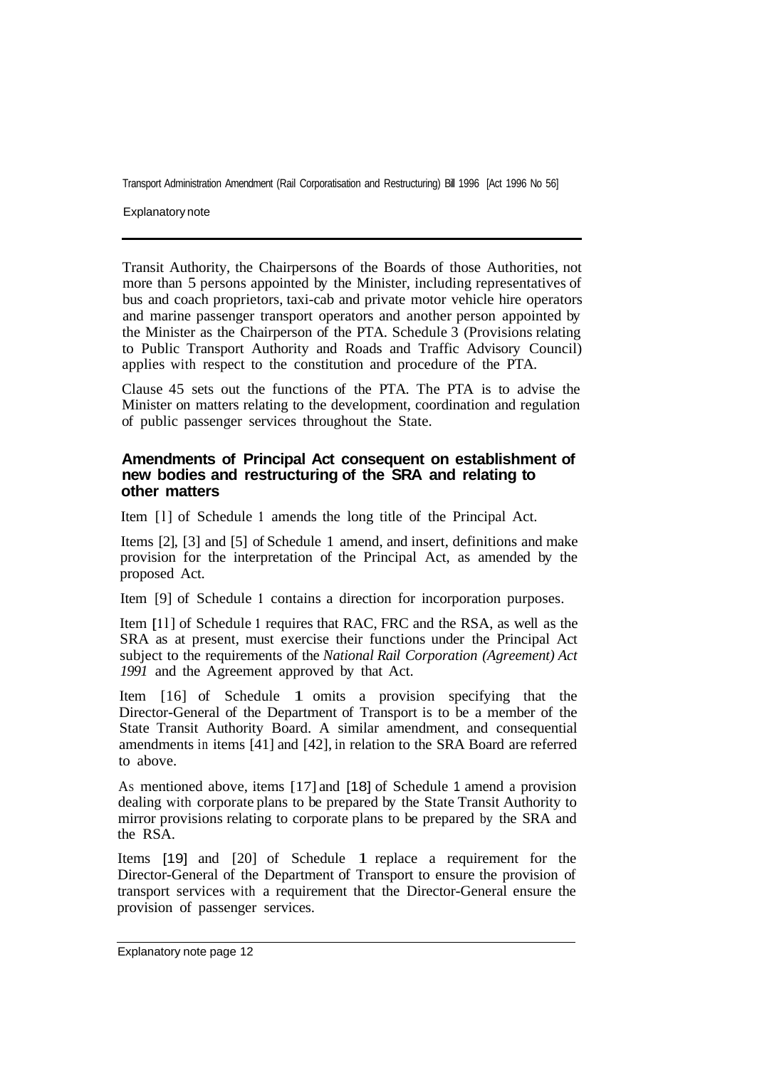Transit Authority, the Chairpersons of the Boards of those Authorities, not more than 5 persons appointed by the Minister, including representatives of bus and coach proprietors, taxi-cab and private motor vehicle hire operators and marine passenger transport operators and another person appointed by the Minister as the Chairperson of the PTA. Schedule 3 (Provisions relating to Public Transport Authority and Roads and Traffic Advisory Council) applies with respect to the constitution and procedure of the PTA.

Clause 45 sets out the functions of the PTA. The PTA is to advise the Minister on matters relating to the development, coordination and regulation of public passenger services throughout the State.

### Amendments of Principal Act consequent on establishment of new bodies and restructuring of the SRA and relating to other matters

Item [1] of Schedule 1 amends the long title of the Principal Act.

Items [2], [3] and [5] of Schedule 1 amend, and insert, definitions and make provision for the interpretation of the Principal Act, as amended by the proposed Act.

Item [9] of Schedule 1 contains a direction for incorporation purposes.

Item [11] of Schedule 1 requires that RAC, FRC and the RSA, as well as the SRA as at present, must exercise their functions under the Principal Act subject to the requirements of the *National Rail Corporation (Agreement) Act 1991* and the Agreement approved by that Act.

Item [16] of Schedule 1 omits a provision specifying that the Director-General of the Department of Transport is to be a member of the State Transit Authority Board. A similar amendment, and consequential amendments in items [41] and [42], in relation to the SRA Board are referred to above.

As mentioned above, items [17] and [18] of Schedule 1 amend a provision dealing with corporate plans to be prepared by the State Transit Authority to mirror provisions relating to corporate plans to be prepared by the SRA and the RSA.

Items [19] and [20] of Schedule 1 replace a requirement for the Director-General of the Department of Transport to ensure the provision of transport services with a requirement that the Director-General ensure the provision of passenger services.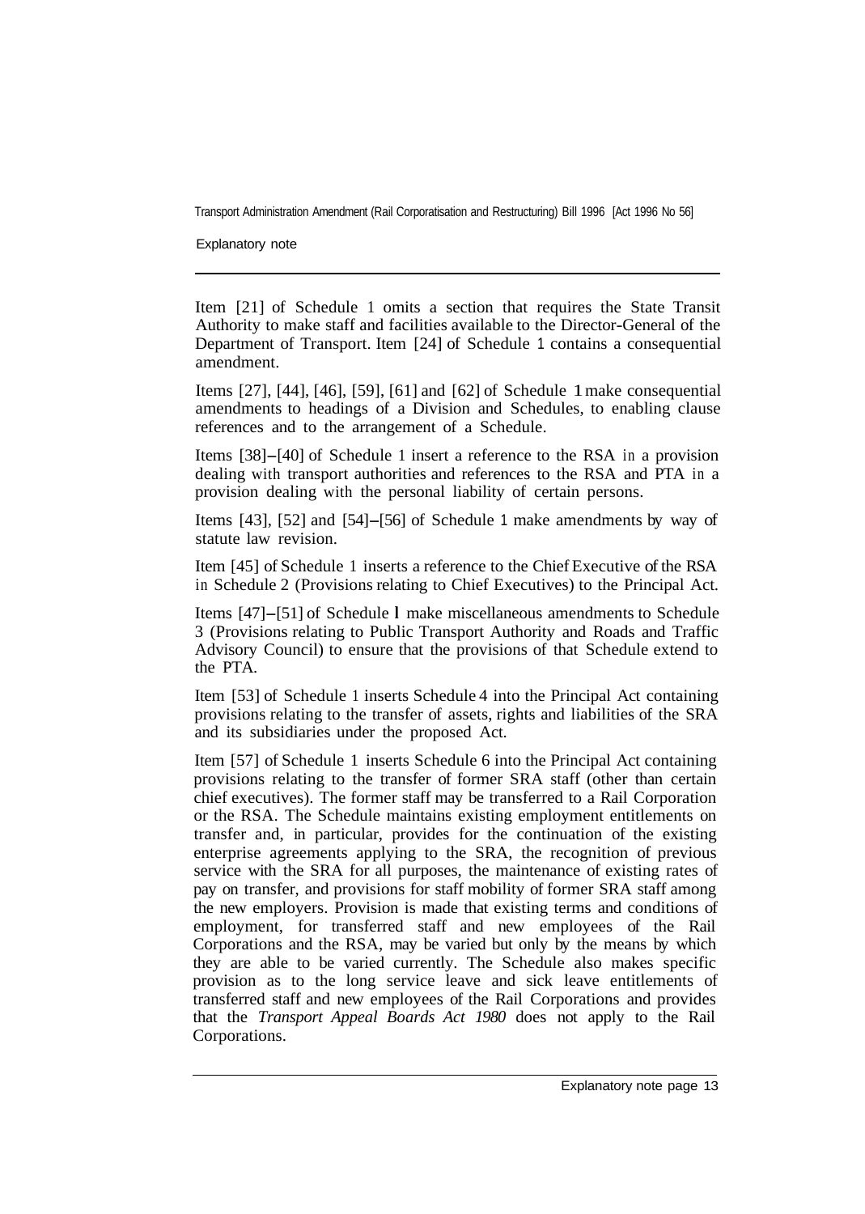Item [21] of Schedule 1 omits a section that requires the State Transit Authority to make staff and facilities available to the Director-General of the Department of Transport. Item [24] of Schedule 1 contains a consequential amendment.

Items [27], [44], [46], [59], [61] and [62] of Schedule 1 make consequential amendments to headings of a Division and Schedules, to enabling clause references and to the arrangement of a Schedule.

Items [38]–[40] of Schedule 1 insert a reference to the RSA in a provision dealing with transport authorities and references to the RSA and PTA in a provision dealing with the personal liability of certain persons.

Items [43], [52] and [54]–[56] of Schedule 1 make amendments by way of statute law revision.

Item [45] of Schedule 1 inserts a reference to the Chief Executive of the RSA in Schedule 2 (Provisions relating to Chief Executives) to the Principal Act.

Items [47]–[51] of Schedule 1 make miscellaneous amendments to Schedule 3 (Provisions relating to Public Transport Authority and Roads and Traffic Advisory Council) to ensure that the provisions of that Schedule extend to the PTA.

Item [53] of Schedule 1 inserts Schedule 4 into the Principal Act containing provisions relating to the transfer of assets, rights and liabilities of the SRA and its subsidiaries under the proposed Act.

Item [57] of Schedule 1 inserts Schedule 6 into the Principal Act containing provisions relating to the transfer of former SRA staff (other than certain chief executives). The former staff may be transferred to a Rail Corporation or the RSA. The Schedule maintains existing employment entitlements on transfer and, in particular, provides for the continuation of the existing enterprise agreements applying to the SRA, the recognition of previous service with the SRA for all purposes, the maintenance of existing rates of pay on transfer, and provisions for staff mobility of former SRA staff among the new employers. Provision is made that existing terms and conditions of employment, for transferred staff and new employees of the Rail Corporations and the RSA, may be varied but only by the means by which they are able to be varied currently. The Schedule also makes specific provision as to the long service leave and sick leave entitlements of transferred staff and new employees of the Rail Corporations and provides that the *Transport Appeal Boards Act 1980* does not apply to the Rail Corporations.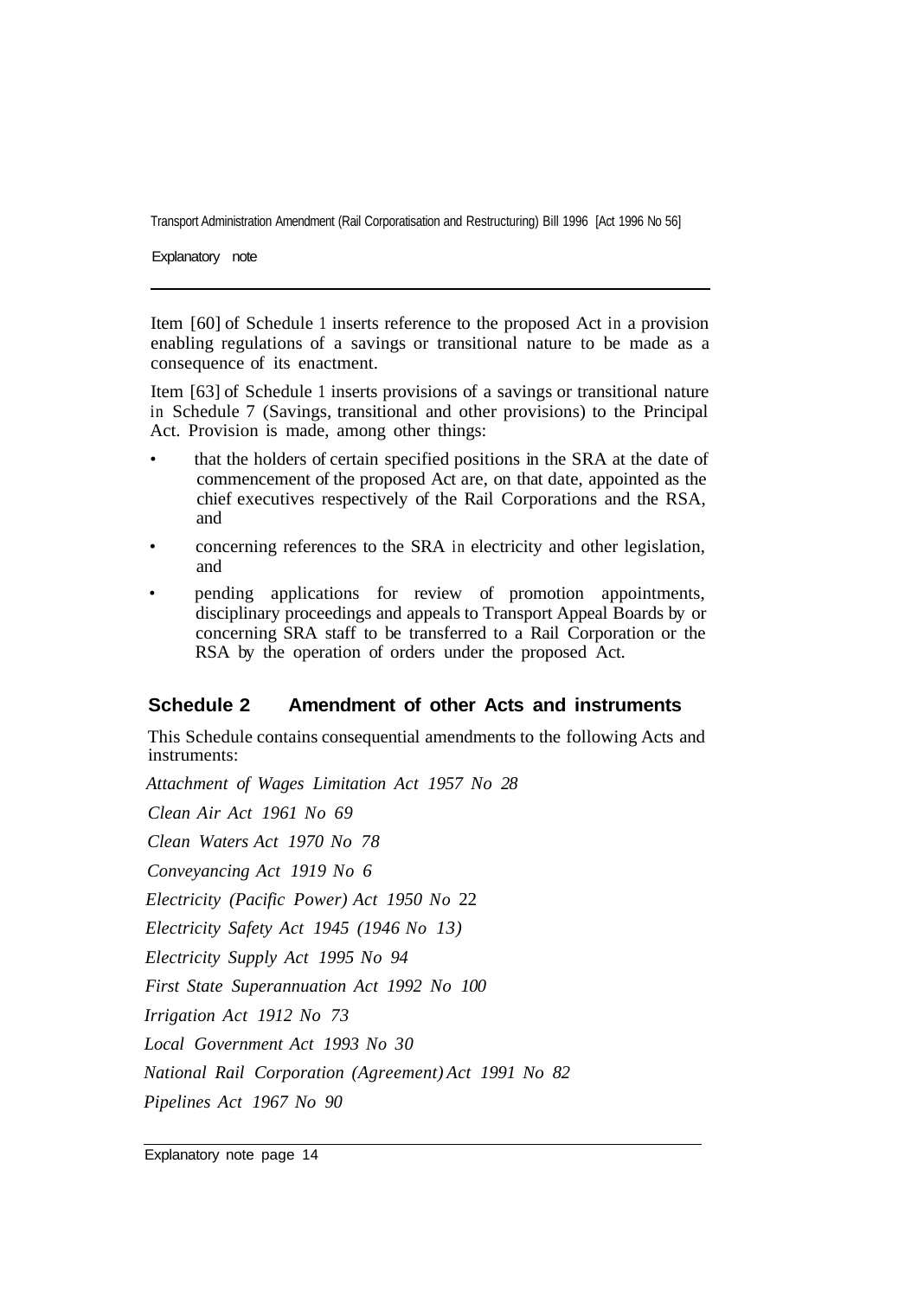Item [60] of Schedule 1 inserts reference to the proposed Act in a provision enabling regulations of a savings or transitional nature to be made as a consequence of its enactment.

Item [63] of Schedule 1 inserts provisions of a savings or transitional nature in Schedule 7 (Savings, transitional and other provisions) to the Principal Act. Provision is made, among other things:

- that the holders of certain specified positions in the SRA at the date of commencement of the proposed Act are, on that date, appointed as the chief executives respectively of the Rail Corporations and the RSA, and
- concerning references to the SRA in electricity and other legislation, and
- pending applications for review of promotion appointments, disciplinary proceedings and appeals to Transport Appeal Boards by or concerning SRA staff to be transferred to a Rail Corporation or the RSA by the operation of orders under the proposed Act.

## Schedule 2 Amendment of other Acts and instruments

This Schedule contains consequential amendments to the following Acts and instruments:

*Attachment of Wages Limitation Act 1957 No 28*

*Clean Air Act 1961 No 69*

*Clean Waters Act 1970 No 78*

*Conveyancing Act 1919 No 6*

*Electricity (Pacific Power) Act 1950 No 22*

*Electricity Safety Act 1945 (1946 No 13)*

*Electricity Supply Act 1995 No 94*

*First State Superannuation Act 1992 No 100*

*Irrigation Act 1912 No 73*

*Local Government Act 1993 No 30*

*National Rail Corporation (Agreement) Act 1991 No 82*

*Pipelines Act 1967 No 90*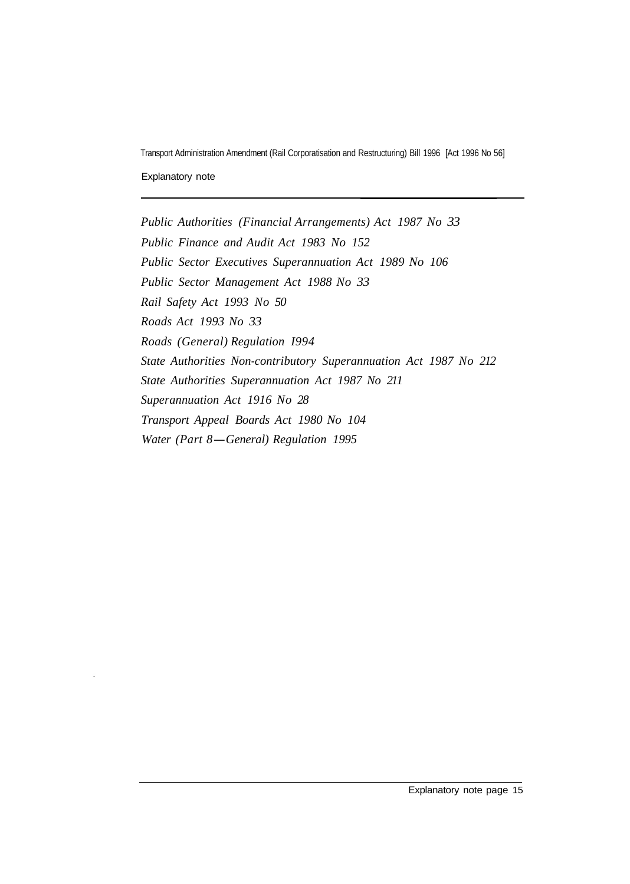*Public Authorities (Financial Arrangements) Act 1987 No 33*

*Public Finance and Audit Act 1983 No 152*

*Public Sector Executives Superannuation Act 1989 No 106*

*Public Sector Management Act 1988 No 33*

*Rail Safety Act 1993 No 50*

*Roads Act 1993 No 33*

*Roads (General) Regulation I994*

*State Authorities Non-contributory Superannuation Act 1987 No 212*

*State Authorities Superannuation Act 1987 No 211*

*Superannuation Act 1916 No 28*

*Transport Appeal Boards Act 1980 No 104*

*Water (Part 8—General) Regulation 1995*